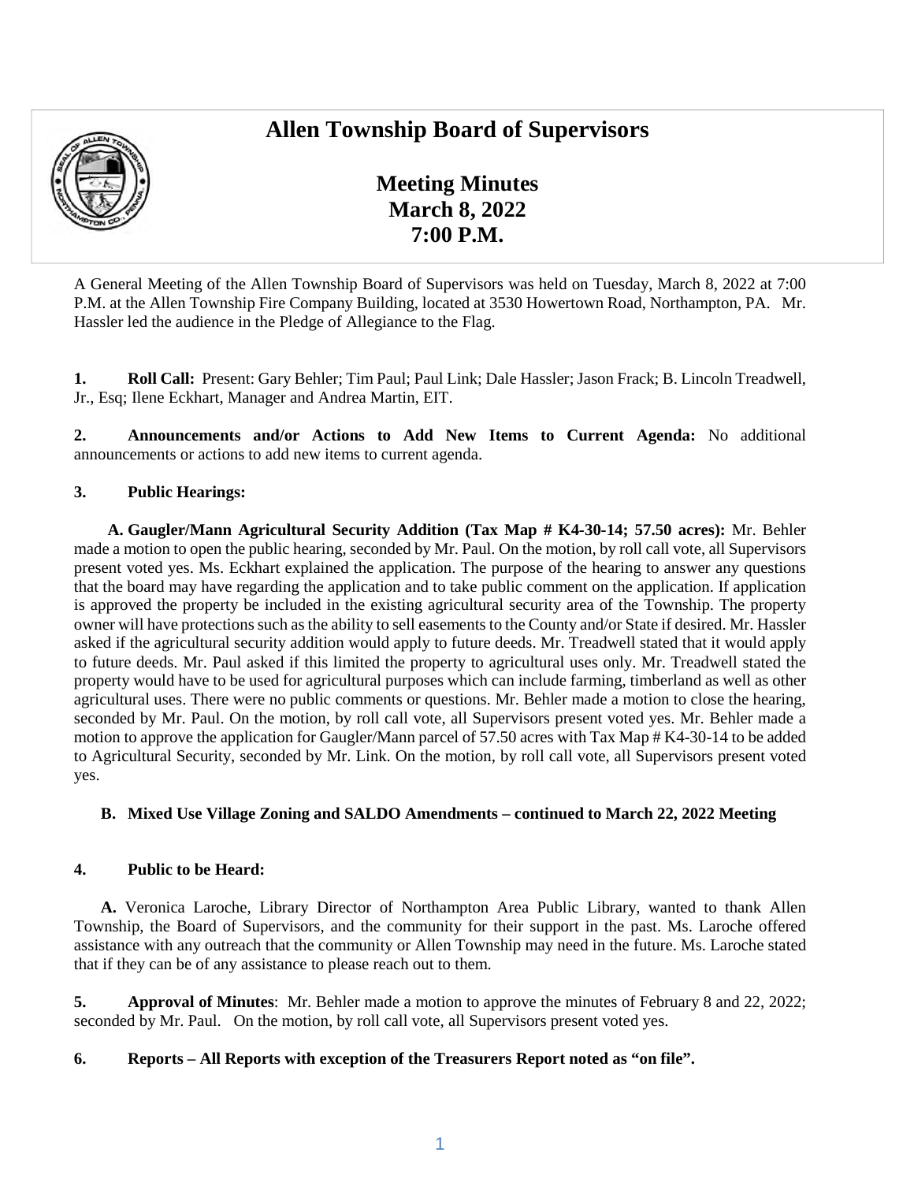# Allen Township Board of Supervisors

## Meeting Minutes
## March 8, 2022
## 7:00 P.M.

A General Meeting of the Allen Township Board of Supervisors was held on Tuesday, March 8, 2022 at 7:00 P.M. at the Allen Township Fire Company Building, located at 3530 Howertown Road, Northampton, PA. Mr. Hassler led the audience in the Pledge of Allegiance to the Flag.

**1. Roll Call:** Present: Gary Behler; Tim Paul; Paul Link; Dale Hassler; Jason Frack; B. Lincoln Treadwell, Jr., Esq; Ilene Eckhart, Manager and Andrea Martin, EIT.

**2. Announcements and/or Actions to Add New Items to Current Agenda:** No additional announcements or actions to add new items to current agenda.

**3. Public Hearings:**

**A. Gaugler/Mann Agricultural Security Addition (Tax Map # K4-30-14; 57.50 acres):** Mr. Behler made a motion to open the public hearing, seconded by Mr. Paul. On the motion, by roll call vote, all Supervisors present voted yes. Ms. Eckhart explained the application. The purpose of the hearing to answer any questions that the board may have regarding the application and to take public comment on the application. If application is approved the property be included in the existing agricultural security area of the Township. The property owner will have protections such as the ability to sell easements to the County and/or State if desired. Mr. Hassler asked if the agricultural security addition would apply to future deeds. Mr. Treadwell stated that it would apply to future deeds. Mr. Paul asked if this limited the property to agricultural uses only. Mr. Treadwell stated the property would have to be used for agricultural purposes which can include farming, timberland as well as other agricultural uses. There were no public comments or questions. Mr. Behler made a motion to close the hearing, seconded by Mr. Paul. On the motion, by roll call vote, all Supervisors present voted yes. Mr. Behler made a motion to approve the application for Gaugler/Mann parcel of 57.50 acres with Tax Map # K4-30-14 to be added to Agricultural Security, seconded by Mr. Link. On the motion, by roll call vote, all Supervisors present voted yes.

**B. Mixed Use Village Zoning and SALDO Amendments – continued to March 22, 2022 Meeting**

**4. Public to be Heard:**

**A.** Veronica Laroche, Library Director of Northampton Area Public Library, wanted to thank Allen Township, the Board of Supervisors, and the community for their support in the past. Ms. Laroche offered assistance with any outreach that the community or Allen Township may need in the future. Ms. Laroche stated that if they can be of any assistance to please reach out to them.

**5. Approval of Minutes**: Mr. Behler made a motion to approve the minutes of February 8 and 22, 2022; seconded by Mr. Paul. On the motion, by roll call vote, all Supervisors present voted yes.

**6. Reports – All Reports with exception of the Treasurers Report noted as "on file".**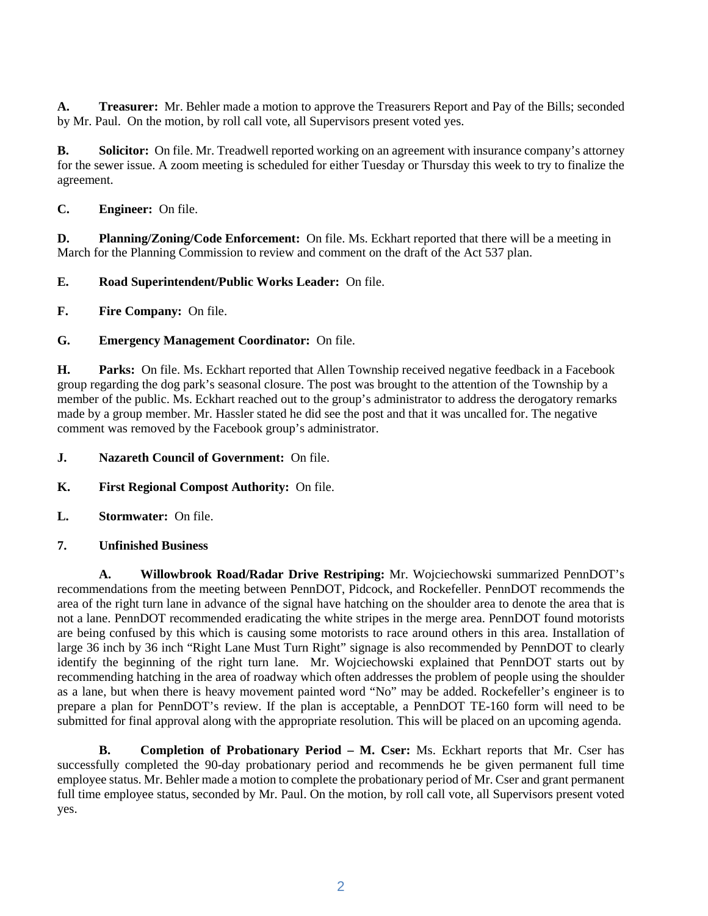**A. Treasurer:** Mr. Behler made a motion to approve the Treasurers Report and Pay of the Bills; seconded by Mr. Paul. On the motion, by roll call vote, all Supervisors present voted yes.

**B. Solicitor:** On file. Mr. Treadwell reported working on an agreement with insurance company's attorney for the sewer issue. A zoom meeting is scheduled for either Tuesday or Thursday this week to try to finalize the agreement.

**C. Engineer:** On file.

**D. Planning/Zoning/Code Enforcement:** On file. Ms. Eckhart reported that there will be a meeting in March for the Planning Commission to review and comment on the draft of the Act 537 plan.

**E. Road Superintendent/Public Works Leader:** On file.

**F. Fire Company:** On file.

**G. Emergency Management Coordinator:** On file.

**H. Parks:** On file. Ms. Eckhart reported that Allen Township received negative feedback in a Facebook group regarding the dog park's seasonal closure. The post was brought to the attention of the Township by a member of the public. Ms. Eckhart reached out to the group's administrator to address the derogatory remarks made by a group member. Mr. Hassler stated he did see the post and that it was uncalled for. The negative comment was removed by the Facebook group's administrator.

**J. Nazareth Council of Government:** On file.

**K. First Regional Compost Authority:** On file.

**L. Stormwater:** On file.

**7. Unfinished Business**

**A. Willowbrook Road/Radar Drive Restriping:** Mr. Wojciechowski summarized PennDOT's recommendations from the meeting between PennDOT, Pidcock, and Rockefeller. PennDOT recommends the area of the right turn lane in advance of the signal have hatching on the shoulder area to denote the area that is not a lane. PennDOT recommended eradicating the white stripes in the merge area. PennDOT found motorists are being confused by this which is causing some motorists to race around others in this area. Installation of large 36 inch by 36 inch "Right Lane Must Turn Right" signage is also recommended by PennDOT to clearly identify the beginning of the right turn lane. Mr. Wojciechowski explained that PennDOT starts out by recommending hatching in the area of roadway which often addresses the problem of people using the shoulder as a lane, but when there is heavy movement painted word "No" may be added. Rockefeller's engineer is to prepare a plan for PennDOT's review. If the plan is acceptable, a PennDOT TE-160 form will need to be submitted for final approval along with the appropriate resolution. This will be placed on an upcoming agenda.

**B. Completion of Probationary Period – M. Cser:** Ms. Eckhart reports that Mr. Cser has successfully completed the 90-day probationary period and recommends he be given permanent full time employee status. Mr. Behler made a motion to complete the probationary period of Mr. Cser and grant permanent full time employee status, seconded by Mr. Paul. On the motion, by roll call vote, all Supervisors present voted yes.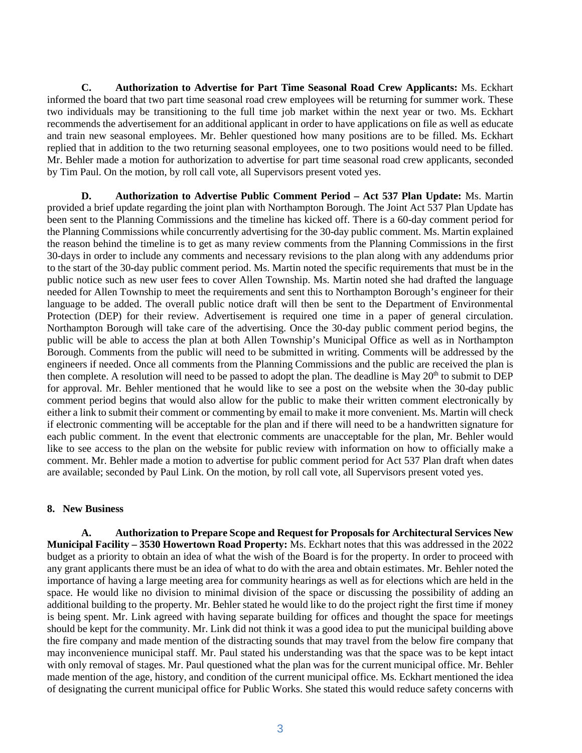**C. Authorization to Advertise for Part Time Seasonal Road Crew Applicants:** Ms. Eckhart informed the board that two part time seasonal road crew employees will be returning for summer work. These two individuals may be transitioning to the full time job market within the next year or two. Ms. Eckhart recommends the advertisement for an additional applicant in order to have applications on file as well as educate and train new seasonal employees. Mr. Behler questioned how many positions are to be filled. Ms. Eckhart replied that in addition to the two returning seasonal employees, one to two positions would need to be filled. Mr. Behler made a motion for authorization to advertise for part time seasonal road crew applicants, seconded by Tim Paul. On the motion, by roll call vote, all Supervisors present voted yes.

**D. Authorization to Advertise Public Comment Period – Act 537 Plan Update:** Ms. Martin provided a brief update regarding the joint plan with Northampton Borough. The Joint Act 537 Plan Update has been sent to the Planning Commissions and the timeline has kicked off. There is a 60-day comment period for the Planning Commissions while concurrently advertising for the 30-day public comment. Ms. Martin explained the reason behind the timeline is to get as many review comments from the Planning Commissions in the first 30-days in order to include any comments and necessary revisions to the plan along with any addendums prior to the start of the 30-day public comment period. Ms. Martin noted the specific requirements that must be in the public notice such as new user fees to cover Allen Township. Ms. Martin noted she had drafted the language needed for Allen Township to meet the requirements and sent this to Northampton Borough's engineer for their language to be added. The overall public notice draft will then be sent to the Department of Environmental Protection (DEP) for their review. Advertisement is required one time in a paper of general circulation. Northampton Borough will take care of the advertising. Once the 30-day public comment period begins, the public will be able to access the plan at both Allen Township's Municipal Office as well as in Northampton Borough. Comments from the public will need to be submitted in writing. Comments will be addressed by the engineers if needed. Once all comments from the Planning Commissions and the public are received the plan is then complete. A resolution will need to be passed to adopt the plan. The deadline is May 20th to submit to DEP for approval. Mr. Behler mentioned that he would like to see a post on the website when the 30-day public comment period begins that would also allow for the public to make their written comment electronically by either a link to submit their comment or commenting by email to make it more convenient. Ms. Martin will check if electronic commenting will be acceptable for the plan and if there will need to be a handwritten signature for each public comment. In the event that electronic comments are unacceptable for the plan, Mr. Behler would like to see access to the plan on the website for public review with information on how to officially make a comment. Mr. Behler made a motion to advertise for public comment period for Act 537 Plan draft when dates are available; seconded by Paul Link. On the motion, by roll call vote, all Supervisors present voted yes.

**8. New Business**

**A. Authorization to Prepare Scope and Request for Proposals for Architectural Services New Municipal Facility – 3530 Howertown Road Property:** Ms. Eckhart notes that this was addressed in the 2022 budget as a priority to obtain an idea of what the wish of the Board is for the property. In order to proceed with any grant applicants there must be an idea of what to do with the area and obtain estimates. Mr. Behler noted the importance of having a large meeting area for community hearings as well as for elections which are held in the space. He would like no division to minimal division of the space or discussing the possibility of adding an additional building to the property. Mr. Behler stated he would like to do the project right the first time if money is being spent. Mr. Link agreed with having separate building for offices and thought the space for meetings should be kept for the community. Mr. Link did not think it was a good idea to put the municipal building above the fire company and made mention of the distracting sounds that may travel from the below fire company that may inconvenience municipal staff. Mr. Paul stated his understanding was that the space was to be kept intact with only removal of stages. Mr. Paul questioned what the plan was for the current municipal office. Mr. Behler made mention of the age, history, and condition of the current municipal office. Ms. Eckhart mentioned the idea of designating the current municipal office for Public Works. She stated this would reduce safety concerns with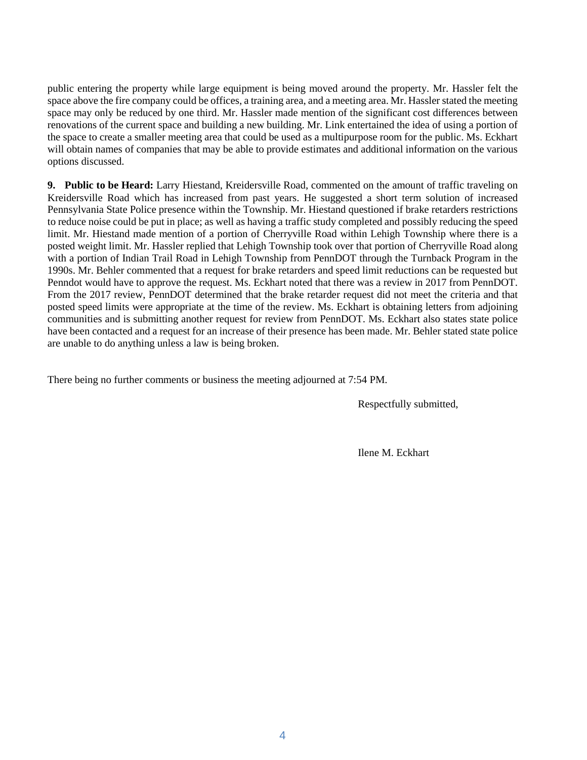public entering the property while large equipment is being moved around the property. Mr. Hassler felt the space above the fire company could be offices, a training area, and a meeting area. Mr. Hassler stated the meeting space may only be reduced by one third. Mr. Hassler made mention of the significant cost differences between renovations of the current space and building a new building. Mr. Link entertained the idea of using a portion of the space to create a smaller meeting area that could be used as a multipurpose room for the public. Ms. Eckhart will obtain names of companies that may be able to provide estimates and additional information on the various options discussed.

**9. Public to be Heard:** Larry Hiestand, Kreidersville Road, commented on the amount of traffic traveling on Kreidersville Road which has increased from past years. He suggested a short term solution of increased Pennsylvania State Police presence within the Township. Mr. Hiestand questioned if brake retarders restrictions to reduce noise could be put in place; as well as having a traffic study completed and possibly reducing the speed limit. Mr. Hiestand made mention of a portion of Cherryville Road within Lehigh Township where there is a posted weight limit. Mr. Hassler replied that Lehigh Township took over that portion of Cherryville Road along with a portion of Indian Trail Road in Lehigh Township from PennDOT through the Turnback Program in the 1990s. Mr. Behler commented that a request for brake retarders and speed limit reductions can be requested but Penndot would have to approve the request. Ms. Eckhart noted that there was a review in 2017 from PennDOT. From the 2017 review, PennDOT determined that the brake retarder request did not meet the criteria and that posted speed limits were appropriate at the time of the review. Ms. Eckhart is obtaining letters from adjoining communities and is submitting another request for review from PennDOT. Ms. Eckhart also states state police have been contacted and a request for an increase of their presence has been made. Mr. Behler stated state police are unable to do anything unless a law is being broken.

There being no further comments or business the meeting adjourned at 7:54 PM.

Respectfully submitted,

Ilene M. Eckhart